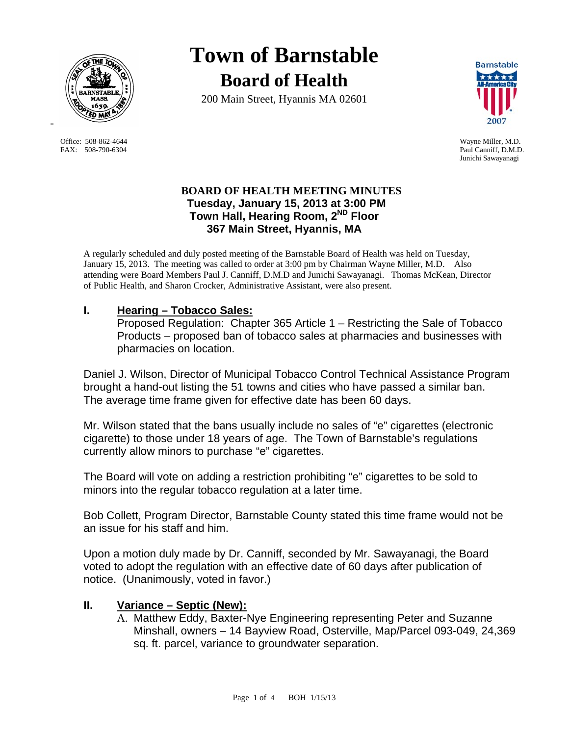# Town of Barnstable

## Board of Health

200 Main Street, Hyannis MA 02601

Office: 508-862-4644
FAX: 508-790-6304

Wayne Miller, M.D.
Paul Canniff, D.M.D.
Junichi Sawayanagi

### BOARD OF HEALTH MEETING MINUTES
### Tuesday, January 15, 2013 at 3:00 PM
### Town Hall, Hearing Room, 2ND Floor
### 367 Main Street, Hyannis, MA

A regularly scheduled and duly posted meeting of the Barnstable Board of Health was held on Tuesday, January 15, 2013. The meeting was called to order at 3:00 pm by Chairman Wayne Miller, M.D. Also attending were Board Members Paul J. Canniff, D.M.D and Junichi Sawayanagi. Thomas McKean, Director of Public Health, and Sharon Crocker, Administrative Assistant, were also present.

## I. Hearing – Tobacco Sales:

Proposed Regulation: Chapter 365 Article 1 – Restricting the Sale of Tobacco Products – proposed ban of tobacco sales at pharmacies and businesses with pharmacies on location.

Daniel J. Wilson, Director of Municipal Tobacco Control Technical Assistance Program brought a hand-out listing the 51 towns and cities who have passed a similar ban. The average time frame given for effective date has been 60 days.

Mr. Wilson stated that the bans usually include no sales of "e" cigarettes (electronic cigarette) to those under 18 years of age. The Town of Barnstable's regulations currently allow minors to purchase "e" cigarettes.

The Board will vote on adding a restriction prohibiting "e" cigarettes to be sold to minors into the regular tobacco regulation at a later time.

Bob Collett, Program Director, Barnstable County stated this time frame would not be an issue for his staff and him.

Upon a motion duly made by Dr. Canniff, seconded by Mr. Sawayanagi, the Board voted to adopt the regulation with an effective date of 60 days after publication of notice. (Unanimously, voted in favor.)

## II. Variance – Septic (New):

A. Matthew Eddy, Baxter-Nye Engineering representing Peter and Suzanne Minshall, owners – 14 Bayview Road, Osterville, Map/Parcel 093-049, 24,369 sq. ft. parcel, variance to groundwater separation.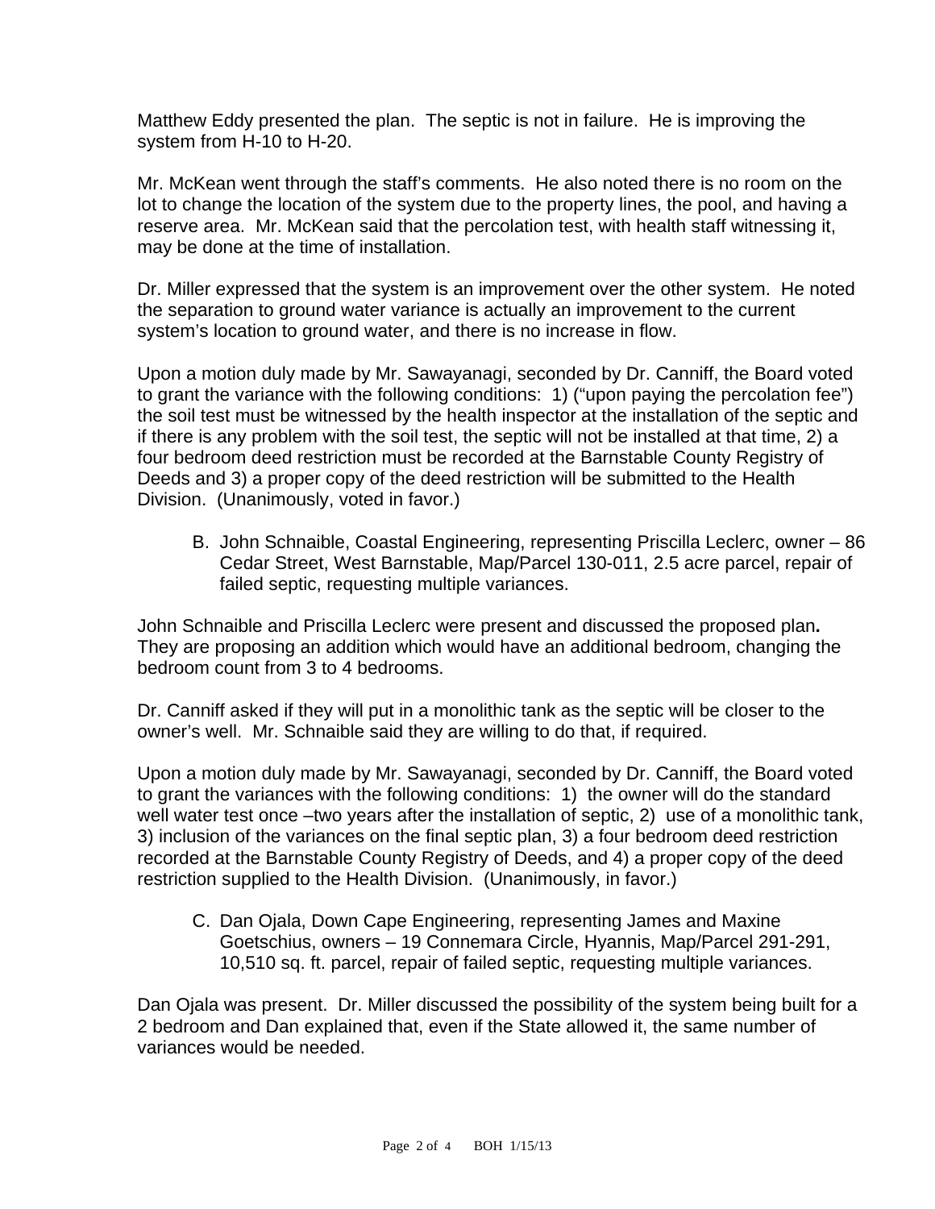Matthew Eddy presented the plan. The septic is not in failure. He is improving the system from H-10 to H-20.

Mr. McKean went through the staff's comments. He also noted there is no room on the lot to change the location of the system due to the property lines, the pool, and having a reserve area. Mr. McKean said that the percolation test, with health staff witnessing it, may be done at the time of installation.

Dr. Miller expressed that the system is an improvement over the other system. He noted the separation to ground water variance is actually an improvement to the current system's location to ground water, and there is no increase in flow.

Upon a motion duly made by Mr. Sawayanagi, seconded by Dr. Canniff, the Board voted to grant the variance with the following conditions: 1) ("upon paying the percolation fee") the soil test must be witnessed by the health inspector at the installation of the septic and if there is any problem with the soil test, the septic will not be installed at that time, 2) a four bedroom deed restriction must be recorded at the Barnstable County Registry of Deeds and 3) a proper copy of the deed restriction will be submitted to the Health Division. (Unanimously, voted in favor.)

B. John Schnaible, Coastal Engineering, representing Priscilla Leclerc, owner – 86 Cedar Street, West Barnstable, Map/Parcel 130-011, 2.5 acre parcel, repair of failed septic, requesting multiple variances.

John Schnaible and Priscilla Leclerc were present and discussed the proposed plan**.** They are proposing an addition which would have an additional bedroom, changing the bedroom count from 3 to 4 bedrooms.

Dr. Canniff asked if they will put in a monolithic tank as the septic will be closer to the owner's well. Mr. Schnaible said they are willing to do that, if required.

Upon a motion duly made by Mr. Sawayanagi, seconded by Dr. Canniff, the Board voted to grant the variances with the following conditions: 1) the owner will do the standard well water test once –two years after the installation of septic, 2) use of a monolithic tank, 3) inclusion of the variances on the final septic plan, 3) a four bedroom deed restriction recorded at the Barnstable County Registry of Deeds, and 4) a proper copy of the deed restriction supplied to the Health Division. (Unanimously, in favor.)

C. Dan Ojala, Down Cape Engineering, representing James and Maxine Goetschius, owners – 19 Connemara Circle, Hyannis, Map/Parcel 291-291, 10,510 sq. ft. parcel, repair of failed septic, requesting multiple variances.

Dan Ojala was present. Dr. Miller discussed the possibility of the system being built for a 2 bedroom and Dan explained that, even if the State allowed it, the same number of variances would be needed.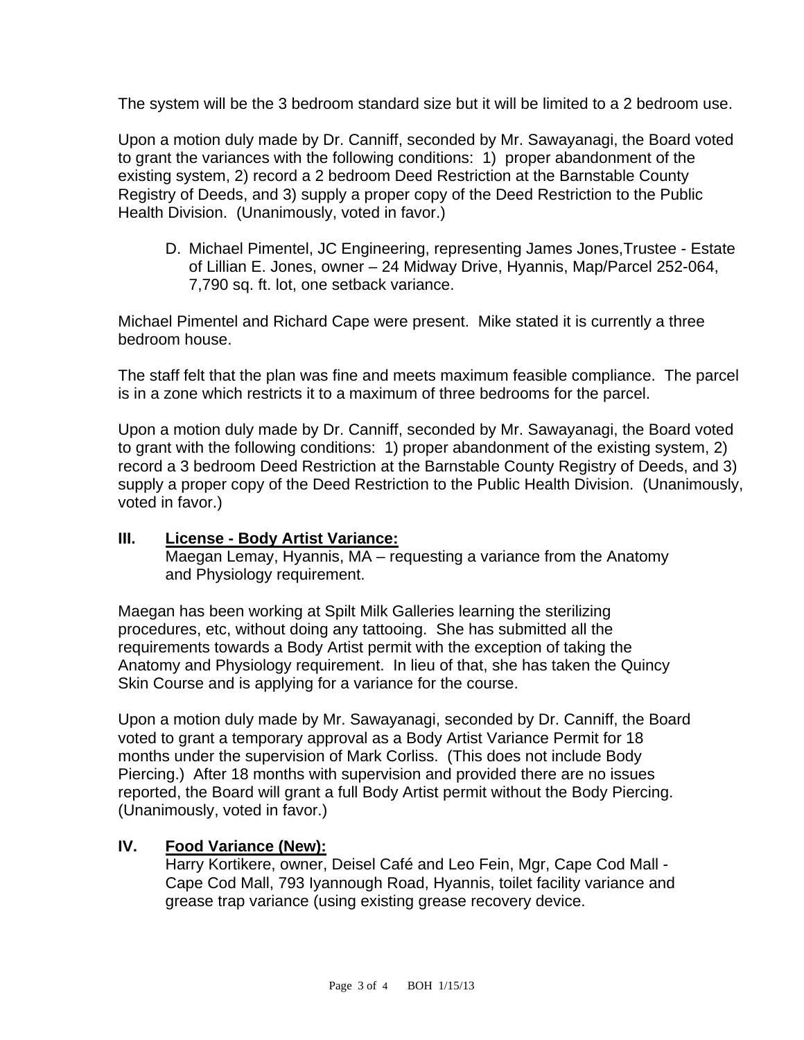The system will be the 3 bedroom standard size but it will be limited to a 2 bedroom use.

Upon a motion duly made by Dr. Canniff, seconded by Mr. Sawayanagi, the Board voted to grant the variances with the following conditions: 1) proper abandonment of the existing system, 2) record a 2 bedroom Deed Restriction at the Barnstable County Registry of Deeds, and 3) supply a proper copy of the Deed Restriction to the Public Health Division. (Unanimously, voted in favor.)

D. Michael Pimentel, JC Engineering, representing James Jones,Trustee - Estate of Lillian E. Jones, owner – 24 Midway Drive, Hyannis, Map/Parcel 252-064, 7,790 sq. ft. lot, one setback variance.

Michael Pimentel and Richard Cape were present. Mike stated it is currently a three bedroom house.

The staff felt that the plan was fine and meets maximum feasible compliance. The parcel is in a zone which restricts it to a maximum of three bedrooms for the parcel.

Upon a motion duly made by Dr. Canniff, seconded by Mr. Sawayanagi, the Board voted to grant with the following conditions: 1) proper abandonment of the existing system, 2) record a 3 bedroom Deed Restriction at the Barnstable County Registry of Deeds, and 3) supply a proper copy of the Deed Restriction to the Public Health Division. (Unanimously, voted in favor.)

## III. License - Body Artist Variance:

Maegan Lemay, Hyannis, MA – requesting a variance from the Anatomy and Physiology requirement.

Maegan has been working at Spilt Milk Galleries learning the sterilizing procedures, etc, without doing any tattooing. She has submitted all the requirements towards a Body Artist permit with the exception of taking the Anatomy and Physiology requirement. In lieu of that, she has taken the Quincy Skin Course and is applying for a variance for the course.

Upon a motion duly made by Mr. Sawayanagi, seconded by Dr. Canniff, the Board voted to grant a temporary approval as a Body Artist Variance Permit for 18 months under the supervision of Mark Corliss. (This does not include Body Piercing.) After 18 months with supervision and provided there are no issues reported, the Board will grant a full Body Artist permit without the Body Piercing. (Unanimously, voted in favor.)

## IV. Food Variance (New):

Harry Kortikere, owner, Deisel Café and Leo Fein, Mgr, Cape Cod Mall - Cape Cod Mall, 793 Iyannough Road, Hyannis, toilet facility variance and grease trap variance (using existing grease recovery device.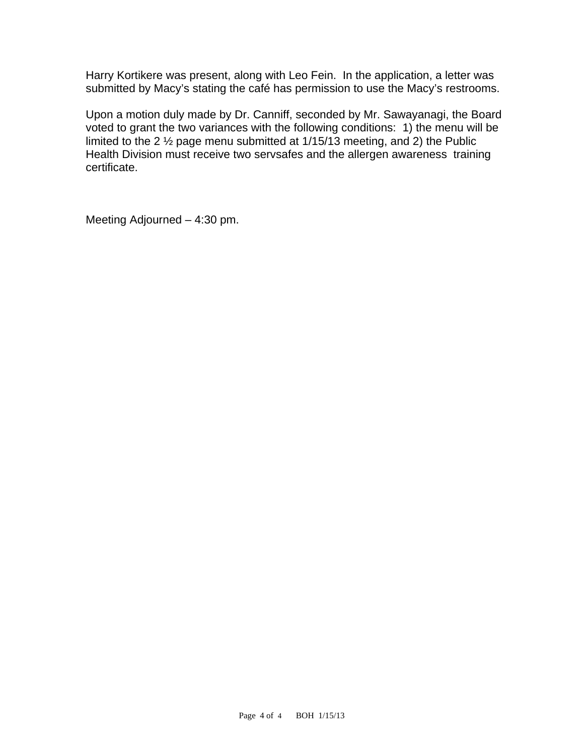Harry Kortikere was present, along with Leo Fein. In the application, a letter was submitted by Macy's stating the café has permission to use the Macy's restrooms.

Upon a motion duly made by Dr. Canniff, seconded by Mr. Sawayanagi, the Board voted to grant the two variances with the following conditions: 1) the menu will be limited to the 2 ½ page menu submitted at 1/15/13 meeting, and 2) the Public Health Division must receive two servsafes and the allergen awareness training certificate.

Meeting Adjourned – 4:30 pm.